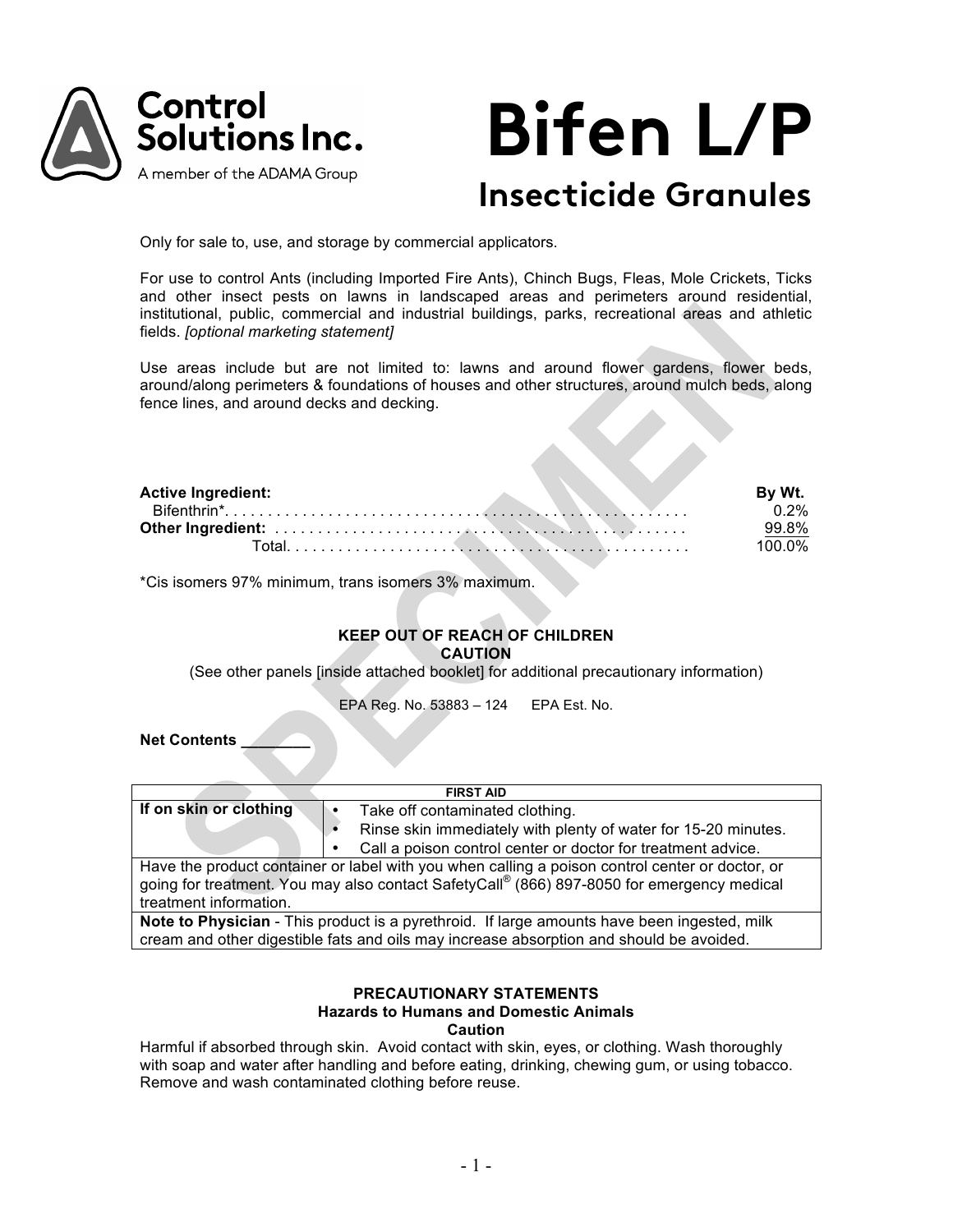Control Solutions Inc.
A member of the ADAMA Group

# Bifen L/P

## Insecticide Granules

Only for sale to, use, and storage by commercial applicators.

For use to control Ants (including Imported Fire Ants), Chinch Bugs, Fleas, Mole Crickets, Ticks and other insect pests on lawns in landscaped areas and perimeters around residential, institutional, public, commercial and industrial buildings, parks, recreational areas and athletic fields. *[optional marketing statement]*

Use areas include but are not limited to: lawns and around flower gardens, flower beds, around/along perimeters & foundations of houses and other structures, around mulch beds, along fence lines, and around decks and decking.

| **Active Ingredient:** | **By Wt.** |
|---|---|
| Bifenthrin* | 0.2% |
| **Other Ingredient:** | 99.8% |
| Total | 100.0% |

*Cis isomers 97% minimum, trans isomers 3% maximum.

**KEEP OUT OF REACH OF CHILDREN**
**CAUTION**

(See other panels [inside attached booklet] for additional precautionary information)

EPA Reg. No. 53883 – 124 EPA Est. No.

**Net Contents \_\_\_\_\_\_\_\_**

| **FIRST AID** | |
|---|---|
| **If on skin or clothing** | • Take off contaminated clothing.<br>• Rinse skin immediately with plenty of water for 15-20 minutes.<br>• Call a poison control center or doctor for treatment advice. |
| Have the product container or label with you when calling a poison control center or doctor, or going for treatment. You may also contact SafetyCall® (866) 897-8050 for emergency medical treatment information. | |
| **Note to Physician** - This product is a pyrethroid. If large amounts have been ingested, milk cream and other digestible fats and oils may increase absorption and should be avoided. | |

**PRECAUTIONARY STATEMENTS**
**Hazards to Humans and Domestic Animals**
**Caution**

Harmful if absorbed through skin. Avoid contact with skin, eyes, or clothing. Wash thoroughly with soap and water after handling and before eating, drinking, chewing gum, or using tobacco. Remove and wash contaminated clothing before reuse.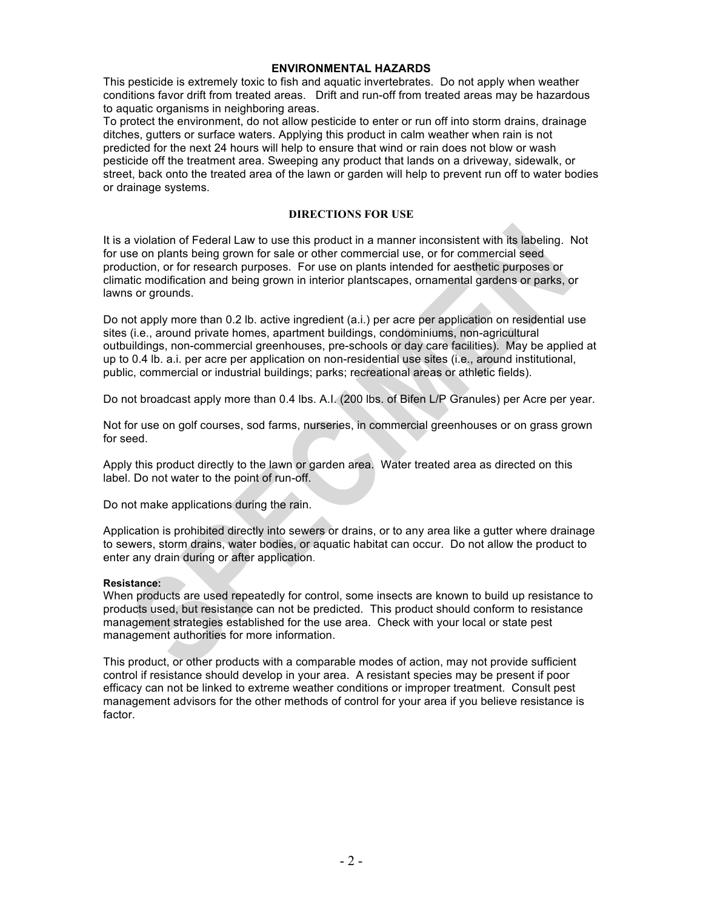## ENVIRONMENTAL HAZARDS

This pesticide is extremely toxic to fish and aquatic invertebrates. Do not apply when weather conditions favor drift from treated areas. Drift and run-off from treated areas may be hazardous to aquatic organisms in neighboring areas.

To protect the environment, do not allow pesticide to enter or run off into storm drains, drainage ditches, gutters or surface waters. Applying this product in calm weather when rain is not predicted for the next 24 hours will help to ensure that wind or rain does not blow or wash pesticide off the treatment area. Sweeping any product that lands on a driveway, sidewalk, or street, back onto the treated area of the lawn or garden will help to prevent run off to water bodies or drainage systems.

## DIRECTIONS FOR USE

It is a violation of Federal Law to use this product in a manner inconsistent with its labeling. Not for use on plants being grown for sale or other commercial use, or for commercial seed production, or for research purposes. For use on plants intended for aesthetic purposes or climatic modification and being grown in interior plantscapes, ornamental gardens or parks, or lawns or grounds.

Do not apply more than 0.2 lb. active ingredient (a.i.) per acre per application on residential use sites (i.e., around private homes, apartment buildings, condominiums, non-agricultural outbuildings, non-commercial greenhouses, pre-schools or day care facilities). May be applied at up to 0.4 lb. a.i. per acre per application on non-residential use sites (i.e., around institutional, public, commercial or industrial buildings; parks; recreational areas or athletic fields).

Do not broadcast apply more than 0.4 lbs. A.I. (200 lbs. of Bifen L/P Granules) per Acre per year.

Not for use on golf courses, sod farms, nurseries, in commercial greenhouses or on grass grown for seed.

Apply this product directly to the lawn or garden area. Water treated area as directed on this label. Do not water to the point of run-off.

Do not make applications during the rain.

Application is prohibited directly into sewers or drains, or to any area like a gutter where drainage to sewers, storm drains, water bodies, or aquatic habitat can occur. Do not allow the product to enter any drain during or after application.

**Resistance:**

When products are used repeatedly for control, some insects are known to build up resistance to products used, but resistance can not be predicted. This product should conform to resistance management strategies established for the use area. Check with your local or state pest management authorities for more information.

This product, or other products with a comparable modes of action, may not provide sufficient control if resistance should develop in your area. A resistant species may be present if poor efficacy can not be linked to extreme weather conditions or improper treatment. Consult pest management advisors for the other methods of control for your area if you believe resistance is factor.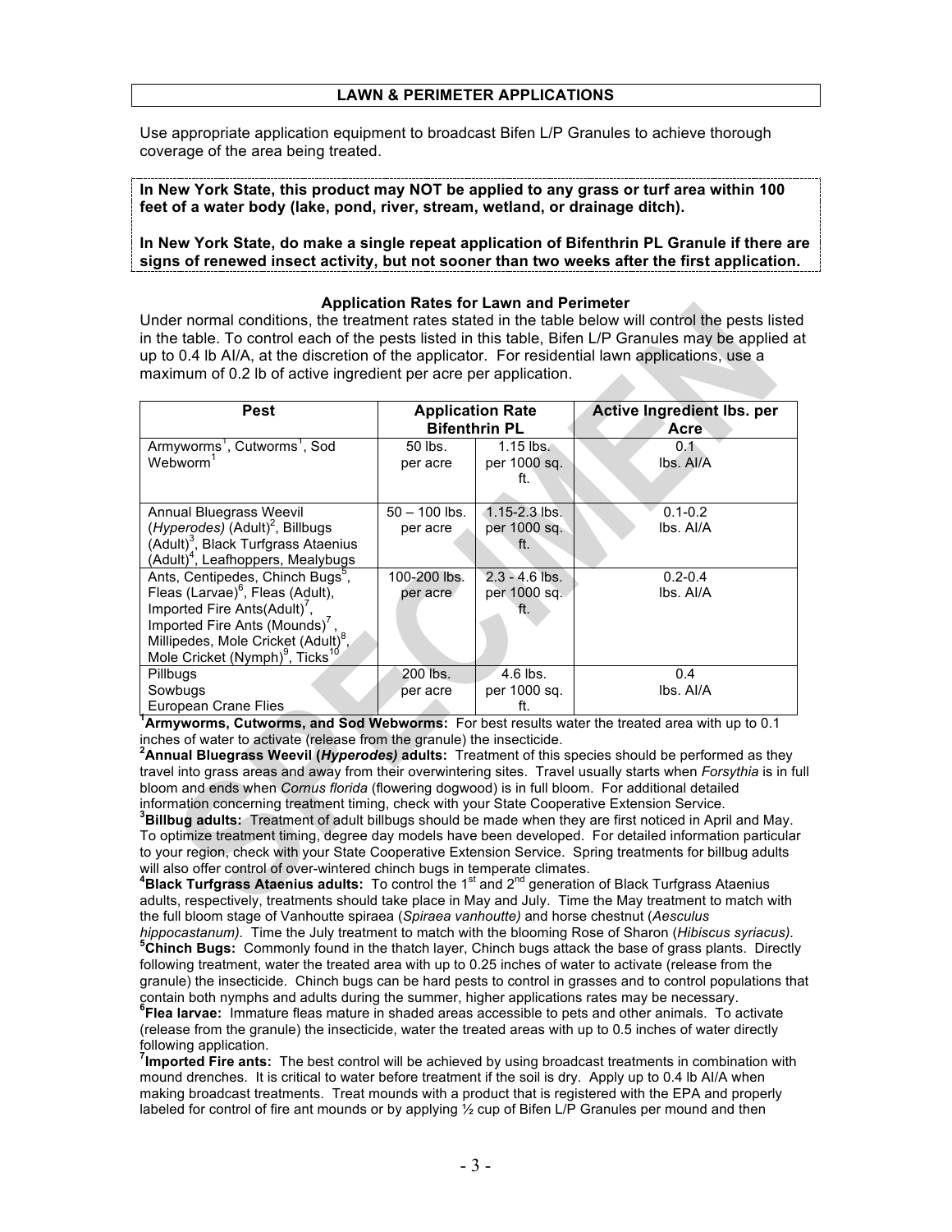## LAWN & PERIMETER APPLICATIONS

Use appropriate application equipment to broadcast Bifen L/P Granules to achieve thorough coverage of the area being treated.

**In New York State, this product may NOT be applied to any grass or turf area within 100 feet of a water body (lake, pond, river, stream, wetland, or drainage ditch).**

**In New York State, do make a single repeat application of Bifenthrin PL Granule if there are signs of renewed insect activity, but not sooner than two weeks after the first application.**

### Application Rates for Lawn and Perimeter

Under normal conditions, the treatment rates stated in the table below will control the pests listed in the table. To control each of the pests listed in this table, Bifen L/P Granules may be applied at up to 0.4 lb AI/A, at the discretion of the applicator. For residential lawn applications, use a maximum of 0.2 lb of active ingredient per acre per application.

| Pest | Application Rate Bifenthrin PL | | Active Ingredient lbs. per Acre |
|---|---|---|---|
| Armyworms[1], Cutworms[1], Sod Webworm[1] | 50 lbs. per acre | 1.15 lbs. per 1000 sq. ft. | 0.1 lbs. AI/A |
| Annual Bluegrass Weevil (*Hyperodes*) (Adult)[2], Billbugs (Adult)[3], Black Turfgrass Ataenius (Adult)[4], Leafhoppers, Mealybugs | 50 – 100 lbs. per acre | 1.15-2.3 lbs. per 1000 sq. ft. | 0.1-0.2 lbs. AI/A |
| Ants, Centipedes, Chinch Bugs[5], Fleas (Larvae)[6], Fleas (Adult), Imported Fire Ants(Adult)[7], Imported Fire Ants (Mounds)[7], Millipedes, Mole Cricket (Adult)[8], Mole Cricket (Nymph)[9], Ticks[10] | 100-200 lbs. per acre | 2.3 - 4.6 lbs. per 1000 sq. ft. | 0.2-0.4 lbs. AI/A |
| Pillbugs<br>Sowbugs<br>European Crane Flies | 200 lbs. per acre | 4.6 lbs. per 1000 sq. ft. | 0.4 lbs. AI/A |

[1]**Armyworms, Cutworms, and Sod Webworms:** For best results water the treated area with up to 0.1 inches of water to activate (release from the granule) the insecticide.

[2]**Annual Bluegrass Weevil (*Hyperodes*) adults:** Treatment of this species should be performed as they travel into grass areas and away from their overwintering sites. Travel usually starts when *Forsythia* is in full bloom and ends when *Cornus florida* (flowering dogwood) is in full bloom. For additional detailed information concerning treatment timing, check with your State Cooperative Extension Service.

[3]**Billbug adults:** Treatment of adult billbugs should be made when they are first noticed in April and May. To optimize treatment timing, degree day models have been developed. For detailed information particular to your region, check with your State Cooperative Extension Service. Spring treatments for billbug adults will also offer control of over-wintered chinch bugs in temperate climates.

[4]**Black Turfgrass Ataenius adults:** To control the 1st and 2nd generation of Black Turfgrass Ataenius adults, respectively, treatments should take place in May and July. Time the May treatment to match with the full bloom stage of Vanhoutte spiraea (*Spiraea vanhoutte)* and horse chestnut (*Aesculus hippocastanum).* Time the July treatment to match with the blooming Rose of Sharon (*Hibiscus syriacus).*

[5]**Chinch Bugs:** Commonly found in the thatch layer, Chinch bugs attack the base of grass plants. Directly following treatment, water the treated area with up to 0.25 inches of water to activate (release from the granule) the insecticide. Chinch bugs can be hard pests to control in grasses and to control populations that contain both nymphs and adults during the summer, higher applications rates may be necessary.

[6]**Flea larvae:** Immature fleas mature in shaded areas accessible to pets and other animals. To activate (release from the granule) the insecticide, water the treated areas with up to 0.5 inches of water directly following application.

[7]**Imported Fire ants:** The best control will be achieved by using broadcast treatments in combination with mound drenches. It is critical to water before treatment if the soil is dry. Apply up to 0.4 lb AI/A when making broadcast treatments. Treat mounds with a product that is registered with the EPA and properly labeled for control of fire ant mounds or by applying ½ cup of Bifen L/P Granules per mound and then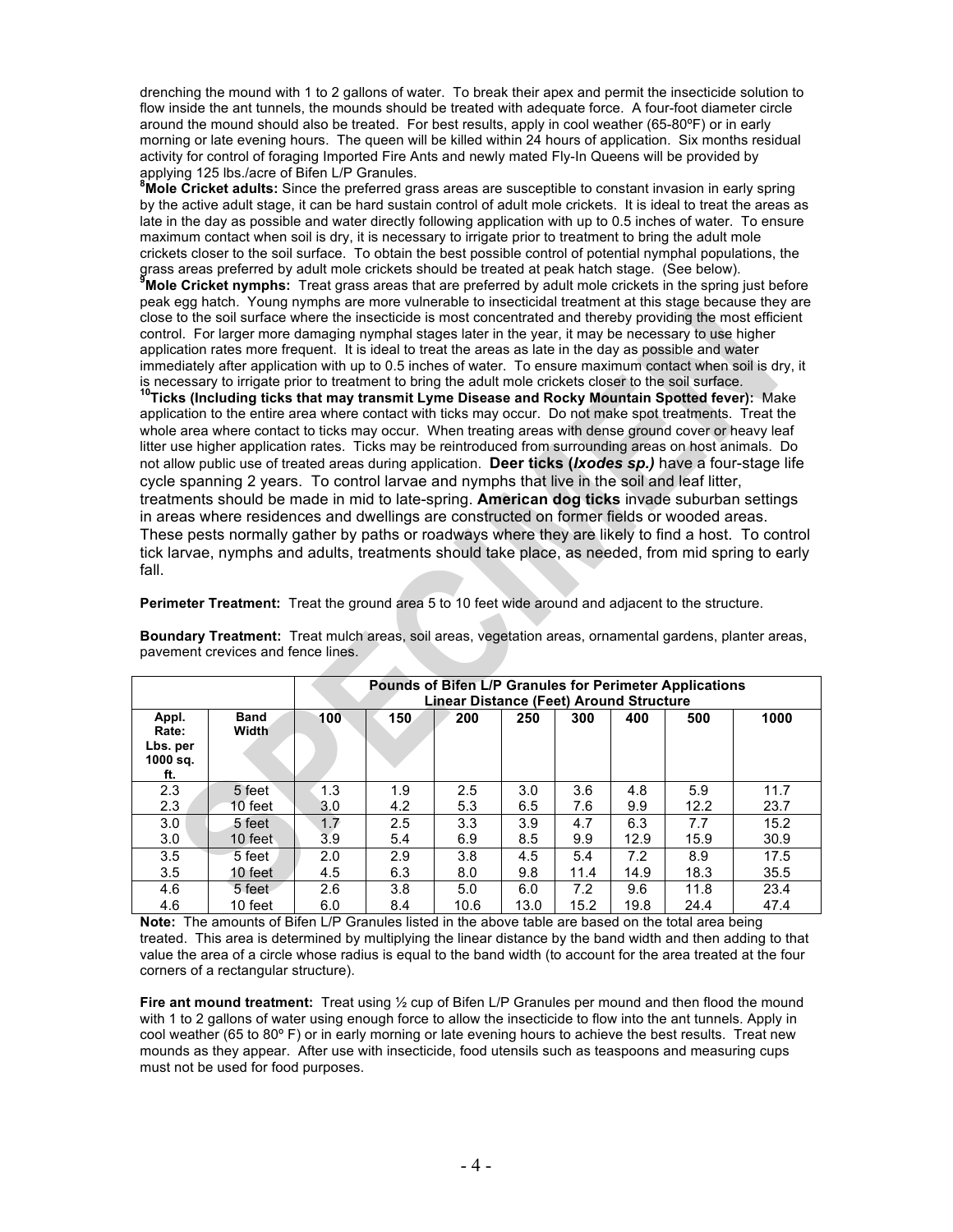drenching the mound with 1 to 2 gallons of water. To break their apex and permit the insecticide solution to flow inside the ant tunnels, the mounds should be treated with adequate force. A four-foot diameter circle around the mound should also be treated. For best results, apply in cool weather (65-80ºF) or in early morning or late evening hours. The queen will be killed within 24 hours of application. Six months residual activity for control of foraging Imported Fire Ants and newly mated Fly-In Queens will be provided by applying 125 lbs./acre of Bifen L/P Granules.

[8]**Mole Cricket adults:** Since the preferred grass areas are susceptible to constant invasion in early spring by the active adult stage, it can be hard sustain control of adult mole crickets. It is ideal to treat the areas as late in the day as possible and water directly following application with up to 0.5 inches of water. To ensure maximum contact when soil is dry, it is necessary to irrigate prior to treatment to bring the adult mole crickets closer to the soil surface. To obtain the best possible control of potential nymphal populations, the grass areas preferred by adult mole crickets should be treated at peak hatch stage. (See below).

[9]**Mole Cricket nymphs:** Treat grass areas that are preferred by adult mole crickets in the spring just before peak egg hatch. Young nymphs are more vulnerable to insecticidal treatment at this stage because they are close to the soil surface where the insecticide is most concentrated and thereby providing the most efficient control. For larger more damaging nymphal stages later in the year, it may be necessary to use higher application rates more frequent. It is ideal to treat the areas as late in the day as possible and water immediately after application with up to 0.5 inches of water. To ensure maximum contact when soil is dry, it is necessary to irrigate prior to treatment to bring the adult mole crickets closer to the soil surface.

[10]**Ticks (Including ticks that may transmit Lyme Disease and Rocky Mountain Spotted fever):** Make application to the entire area where contact with ticks may occur. Do not make spot treatments. Treat the whole area where contact to ticks may occur. When treating areas with dense ground cover or heavy leaf litter use higher application rates. Ticks may be reintroduced from surrounding areas on host animals. Do not allow public use of treated areas during application. **Deer ticks (*Ixodes sp.)*** have a four-stage life cycle spanning 2 years. To control larvae and nymphs that live in the soil and leaf litter, treatments should be made in mid to late-spring. **American dog ticks** invade suburban settings in areas where residences and dwellings are constructed on former fields or wooded areas. These pests normally gather by paths or roadways where they are likely to find a host. To control tick larvae, nymphs and adults, treatments should take place, as needed, from mid spring to early fall.

**Perimeter Treatment:** Treat the ground area 5 to 10 feet wide around and adjacent to the structure.

**Boundary Treatment:** Treat mulch areas, soil areas, vegetation areas, ornamental gardens, planter areas, pavement crevices and fence lines.

| | | **Pounds of Bifen L/P Granules for Perimeter Applications Linear Distance (Feet) Around Structure** | | | | | | | |
|---|---|---|---|---|---|---|---|---|---|
| **Appl. Rate: Lbs. per 1000 sq. ft.** | **Band Width** | **100** | **150** | **200** | **250** | **300** | **400** | **500** | **1000** |
| 2.3 | 5 feet | 1.3 | 1.9 | 2.5 | 3.0 | 3.6 | 4.8 | 5.9 | 11.7 |
| 2.3 | 10 feet | 3.0 | 4.2 | 5.3 | 6.5 | 7.6 | 9.9 | 12.2 | 23.7 |
| 3.0 | 5 feet | 1.7 | 2.5 | 3.3 | 3.9 | 4.7 | 6.3 | 7.7 | 15.2 |
| 3.0 | 10 feet | 3.9 | 5.4 | 6.9 | 8.5 | 9.9 | 12.9 | 15.9 | 30.9 |
| 3.5 | 5 feet | 2.0 | 2.9 | 3.8 | 4.5 | 5.4 | 7.2 | 8.9 | 17.5 |
| 3.5 | 10 feet | 4.5 | 6.3 | 8.0 | 9.8 | 11.4 | 14.9 | 18.3 | 35.5 |
| 4.6 | 5 feet | 2.6 | 3.8 | 5.0 | 6.0 | 7.2 | 9.6 | 11.8 | 23.4 |
| 4.6 | 10 feet | 6.0 | 8.4 | 10.6 | 13.0 | 15.2 | 19.8 | 24.4 | 47.4 |

**Note:** The amounts of Bifen L/P Granules listed in the above table are based on the total area being treated. This area is determined by multiplying the linear distance by the band width and then adding to that value the area of a circle whose radius is equal to the band width (to account for the area treated at the four corners of a rectangular structure).

**Fire ant mound treatment:** Treat using ½ cup of Bifen L/P Granules per mound and then flood the mound with 1 to 2 gallons of water using enough force to allow the insecticide to flow into the ant tunnels. Apply in cool weather (65 to 80º F) or in early morning or late evening hours to achieve the best results. Treat new mounds as they appear. After use with insecticide, food utensils such as teaspoons and measuring cups must not be used for food purposes.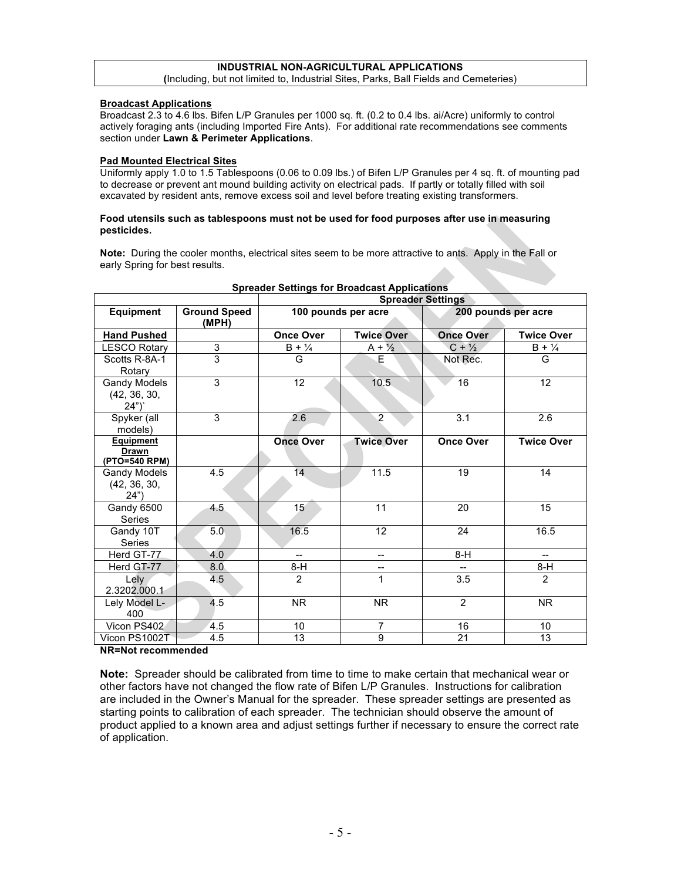**INDUSTRIAL NON-AGRICULTURAL APPLICATIONS**
**(**Including, but not limited to, Industrial Sites, Parks, Ball Fields and Cemeteries)

**Broadcast Applications**
Broadcast 2.3 to 4.6 lbs. Bifen L/P Granules per 1000 sq. ft. (0.2 to 0.4 lbs. ai/Acre) uniformly to control actively foraging ants (including Imported Fire Ants). For additional rate recommendations see comments section under **Lawn & Perimeter Applications**.

**Pad Mounted Electrical Sites**
Uniformly apply 1.0 to 1.5 Tablespoons (0.06 to 0.09 lbs.) of Bifen L/P Granules per 4 sq. ft. of mounting pad to decrease or prevent ant mound building activity on electrical pads. If partly or totally filled with soil excavated by resident ants, remove excess soil and level before treating existing transformers.

**Food utensils such as tablespoons must not be used for food purposes after use in measuring pesticides.**

**Note:** During the cooler months, electrical sites seem to be more attractive to ants. Apply in the Fall or early Spring for best results.

**Spreader Settings for Broadcast Applications**

| | | **Spreader Settings** | | | |
|---|---|---|---|---|---|
| **Equipment** | **Ground Speed (MPH)** | **100 pounds per acre** | | **200 pounds per acre** | |
| **Hand Pushed** | | **Once Over** | **Twice Over** | **Once Over** | **Twice Over** |
| LESCO Rotary | 3 | B + ¼ | A + ½ | C + ½ | B + ¼ |
| Scotts R-8A-1 Rotary | 3 | G | E | Not Rec. | G |
| Gandy Models (42, 36, 30, 24”)` | 3 | 12 | 10.5 | 16 | 12 |
| Spyker (all models) | 3 | 2.6 | 2 | 3.1 | 2.6 |
| **Equipment Drawn (PTO=540 RPM)** | | **Once Over** | **Twice Over** | **Once Over** | **Twice Over** |
| Gandy Models (42, 36, 30, 24”) | 4.5 | 14 | 11.5 | 19 | 14 |
| Gandy 6500 Series | 4.5 | 15 | 11 | 20 | 15 |
| Gandy 10T Series | 5.0 | 16.5 | 12 | 24 | 16.5 |
| Herd GT-77 | 4.0 | -- | -- | 8-H | -- |
| Herd GT-77 | 8.0 | 8-H | -- | -- | 8-H |
| Lely 2.3202.000.1 | 4.5 | 2 | 1 | 3.5 | 2 |
| Lely Model L-400 | 4.5 | NR | NR | 2 | NR |
| Vicon PS402 | 4.5 | 10 | 7 | 16 | 10 |
| Vicon PS1002T | 4.5 | 13 | 9 | 21 | 13 |

**NR=Not recommended**

**Note:** Spreader should be calibrated from time to time to make certain that mechanical wear or other factors have not changed the flow rate of Bifen L/P Granules. Instructions for calibration are included in the Owner’s Manual for the spreader. These spreader settings are presented as starting points to calibration of each spreader. The technician should observe the amount of product applied to a known area and adjust settings further if necessary to ensure the correct rate of application.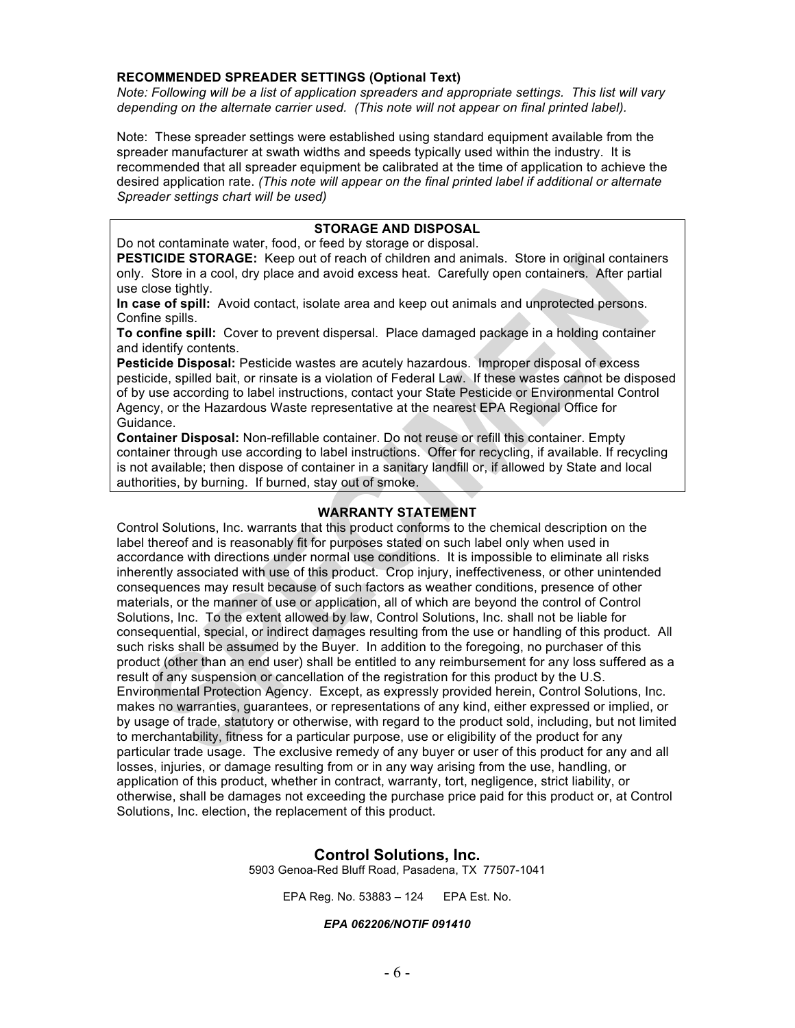**RECOMMENDED SPREADER SETTINGS (Optional Text)**

*Note: Following will be a list of application spreaders and appropriate settings. This list will vary depending on the alternate carrier used. (This note will not appear on final printed label).*

Note: These spreader settings were established using standard equipment available from the spreader manufacturer at swath widths and speeds typically used within the industry. It is recommended that all spreader equipment be calibrated at the time of application to achieve the desired application rate. *(This note will appear on the final printed label if additional or alternate Spreader settings chart will be used)*

**STORAGE AND DISPOSAL**

Do not contaminate water, food, or feed by storage or disposal.

**PESTICIDE STORAGE:** Keep out of reach of children and animals. Store in original containers only. Store in a cool, dry place and avoid excess heat. Carefully open containers. After partial use close tightly.

**In case of spill:** Avoid contact, isolate area and keep out animals and unprotected persons. Confine spills.

**To confine spill:** Cover to prevent dispersal. Place damaged package in a holding container and identify contents.

**Pesticide Disposal:** Pesticide wastes are acutely hazardous. Improper disposal of excess pesticide, spilled bait, or rinsate is a violation of Federal Law. If these wastes cannot be disposed of by use according to label instructions, contact your State Pesticide or Environmental Control Agency, or the Hazardous Waste representative at the nearest EPA Regional Office for Guidance.

**Container Disposal:** Non-refillable container. Do not reuse or refill this container. Empty container through use according to label instructions. Offer for recycling, if available. If recycling is not available; then dispose of container in a sanitary landfill or, if allowed by State and local authorities, by burning. If burned, stay out of smoke.

**WARRANTY STATEMENT**

Control Solutions, Inc. warrants that this product conforms to the chemical description on the label thereof and is reasonably fit for purposes stated on such label only when used in accordance with directions under normal use conditions. It is impossible to eliminate all risks inherently associated with use of this product. Crop injury, ineffectiveness, or other unintended consequences may result because of such factors as weather conditions, presence of other materials, or the manner of use or application, all of which are beyond the control of Control Solutions, Inc. To the extent allowed by law, Control Solutions, Inc. shall not be liable for consequential, special, or indirect damages resulting from the use or handling of this product. All such risks shall be assumed by the Buyer. In addition to the foregoing, no purchaser of this product (other than an end user) shall be entitled to any reimbursement for any loss suffered as a result of any suspension or cancellation of the registration for this product by the U.S. Environmental Protection Agency. Except, as expressly provided herein, Control Solutions, Inc. makes no warranties, guarantees, or representations of any kind, either expressed or implied, or by usage of trade, statutory or otherwise, with regard to the product sold, including, but not limited to merchantability, fitness for a particular purpose, use or eligibility of the product for any particular trade usage. The exclusive remedy of any buyer or user of this product for any and all losses, injuries, or damage resulting from or in any way arising from the use, handling, or application of this product, whether in contract, warranty, tort, negligence, strict liability, or otherwise, shall be damages not exceeding the purchase price paid for this product or, at Control Solutions, Inc. election, the replacement of this product.

**Control Solutions, Inc.**
5903 Genoa-Red Bluff Road, Pasadena, TX 77507-1041

EPA Reg. No. 53883 – 124 EPA Est. No.

***EPA 062206/NOTIF 091410***